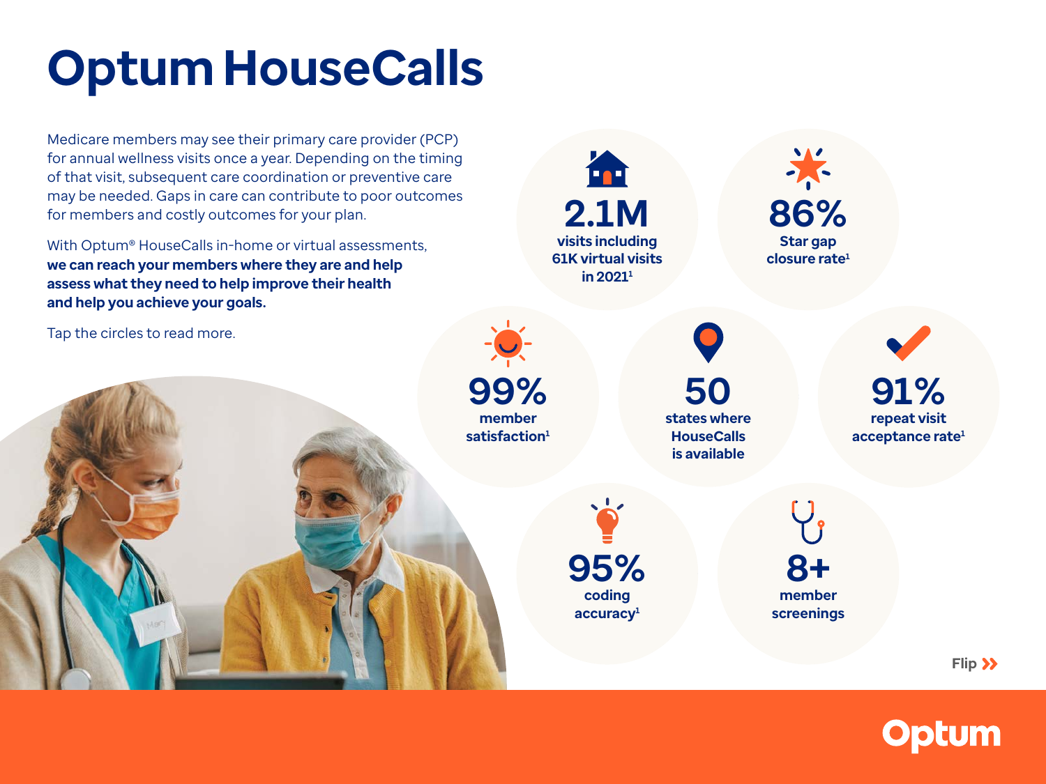# Optum HouseCalls

Medicare members may see their primary care provider (PCP) for annual wellness visits once a year. Depending on the timing of that visit, subsequent care coordination or preventive care may be needed. Gaps in care can contribute to poor outcomes for members and costly outcomes for your plan.

With Optum® HouseCalls in-home or virtual assessments, **we can reach your members where they are and help assess what they need to help improve their health and help you achieve your goals.**

Tap the circles to read more.

**2.1M**
**visits including 61K virtual visits in 2021**[1]

**86%**
**Star gap closure rate**[1]

**99%**
**member satisfaction**[1]

**50**
**states where HouseCalls is available**

**91%**
**repeat visit acceptance rate**[1]

**95%**
**coding accuracy**[1]

**8+**
**member screenings**

Flip »

Optum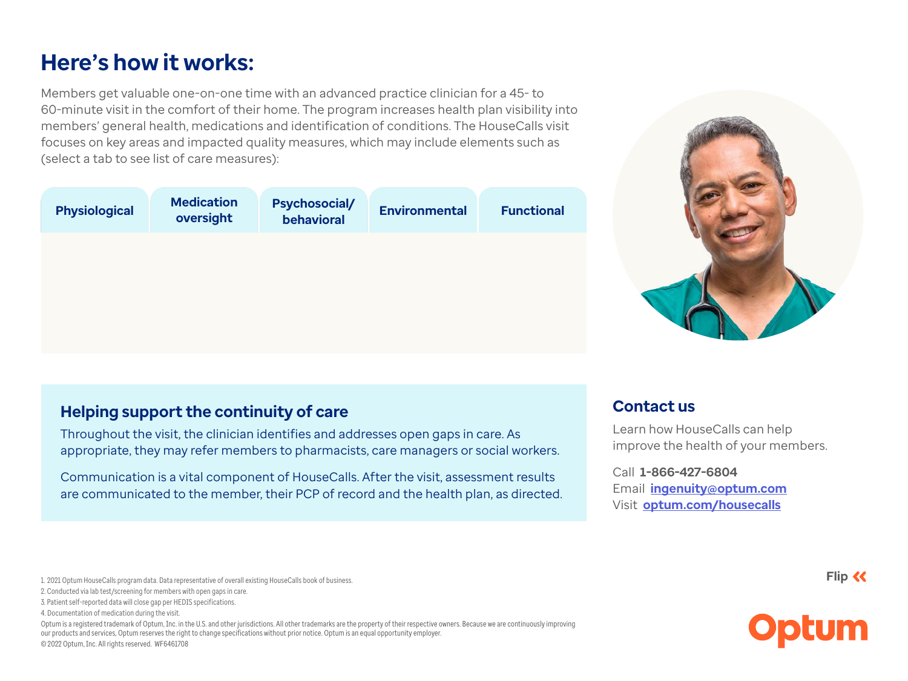# Here's how it works:

Members get valuable one-on-one time with an advanced practice clinician for a 45- to 60-minute visit in the comfort of their home. The program increases health plan visibility into members' general health, medications and identification of conditions. The HouseCalls visit focuses on key areas and impacted quality measures, which may include elements such as (select a tab to see list of care measures):

| Physiological | Medication oversight | Psychosocial/ behavioral | Environmental | Functional |
|---|---|---|---|---|

## Helping support the continuity of care

Throughout the visit, the clinician identifies and addresses open gaps in care. As appropriate, they may refer members to pharmacists, care managers or social workers.

Communication is a vital component of HouseCalls. After the visit, assessment results are communicated to the member, their PCP of record and the health plan, as directed.

## Contact us

Learn how HouseCalls can help improve the health of your members.

Call **1-866-427-6804**
Email **ingenuity@optum.com**
Visit **optum.com/housecalls**

1. 2021 Optum HouseCalls program data. Data representative of overall existing HouseCalls book of business.
2. Conducted via lab test/screening for members with open gaps in care.
3. Patient self-reported data will close gap per HEDIS specifications.
4. Documentation of medication during the visit.

Optum is a registered trademark of Optum, Inc. in the U.S. and other jurisdictions. All other trademarks are the property of their respective owners. Because we are continuously improving our products and services, Optum reserves the right to change specifications without prior notice. Optum is an equal opportunity employer.

© 2022 Optum, Inc. All rights reserved. WF6461708

Flip «

Optum